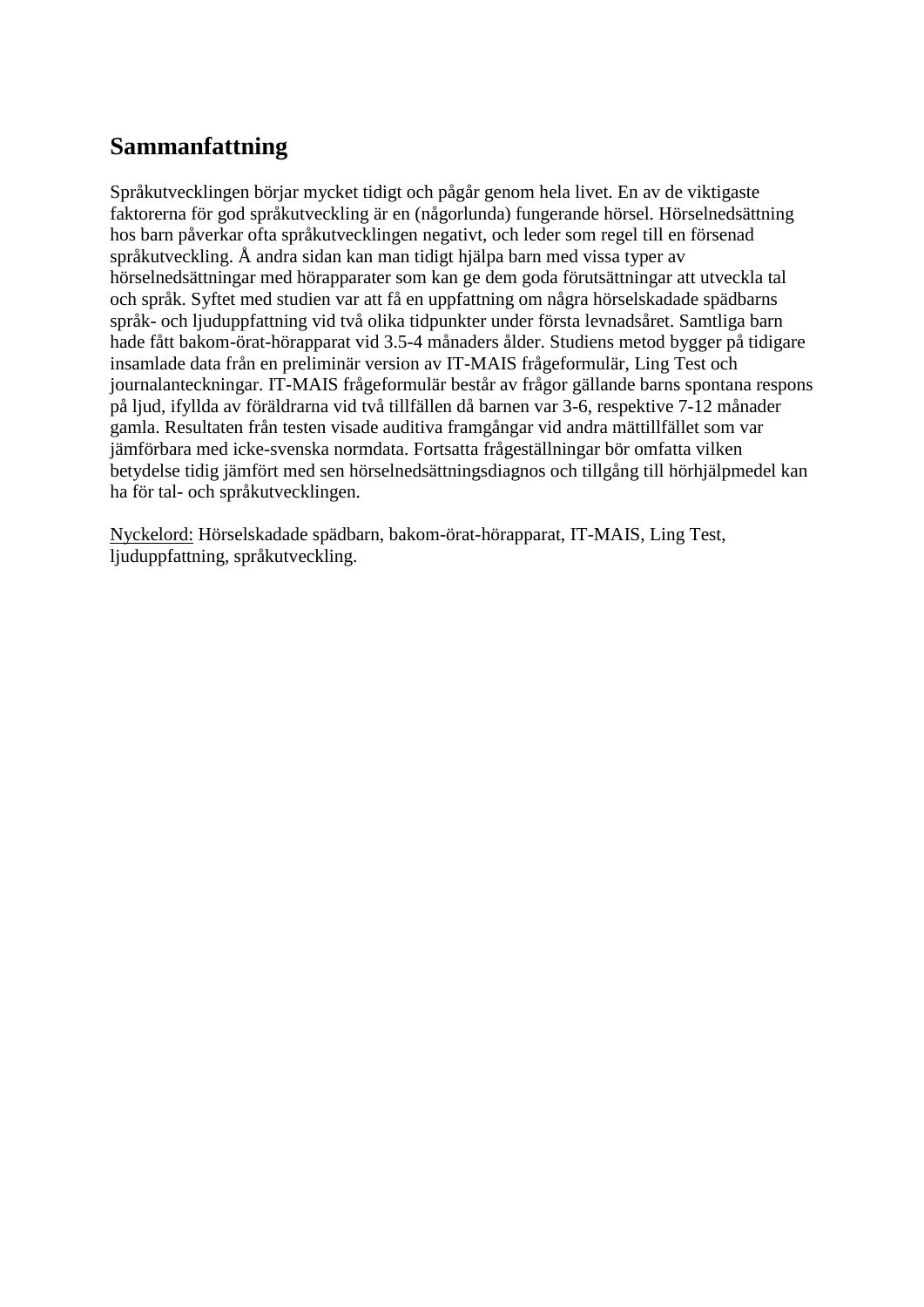## Sammanfattning

Språkutvecklingen börjar mycket tidigt och pågår genom hela livet. En av de viktigaste faktorerna för god språkutveckling är en (någorlunda) fungerande hörsel. Hörselnedsättning hos barn påverkar ofta språkutvecklingen negativt, och leder som regel till en försenad språkutveckling. Å andra sidan kan man tidigt hjälpa barn med vissa typer av hörselnedsättningar med hörapparater som kan ge dem goda förutsättningar att utveckla tal och språk. Syftet med studien var att få en uppfattning om några hörselskadade spädbarns språk- och ljuduppfattning vid två olika tidpunkter under första levnadsåret. Samtliga barn hade fått bakom-örat-hörapparat vid 3.5-4 månaders ålder. Studiens metod bygger på tidigare insamlade data från en preliminär version av IT-MAIS frågeformulär, Ling Test och journalanteckningar. IT-MAIS frågeformulär består av frågor gällande barns spontana respons på ljud, ifyllda av föräldrarna vid två tillfällen då barnen var 3-6, respektive 7-12 månader gamla. Resultaten från testen visade auditiva framgångar vid andra mättillfället som var jämförbara med icke-svenska normdata. Fortsatta frågeställningar bör omfatta vilken betydelse tidig jämfört med sen hörselnedsättningsdiagnos och tillgång till hörhjälpmedel kan ha för tal- och språkutvecklingen.

<u>Nyckelord:</u> Hörselskadade spädbarn, bakom-örat-hörapparat, IT-MAIS, Ling Test, ljuduppfattning, språkutveckling.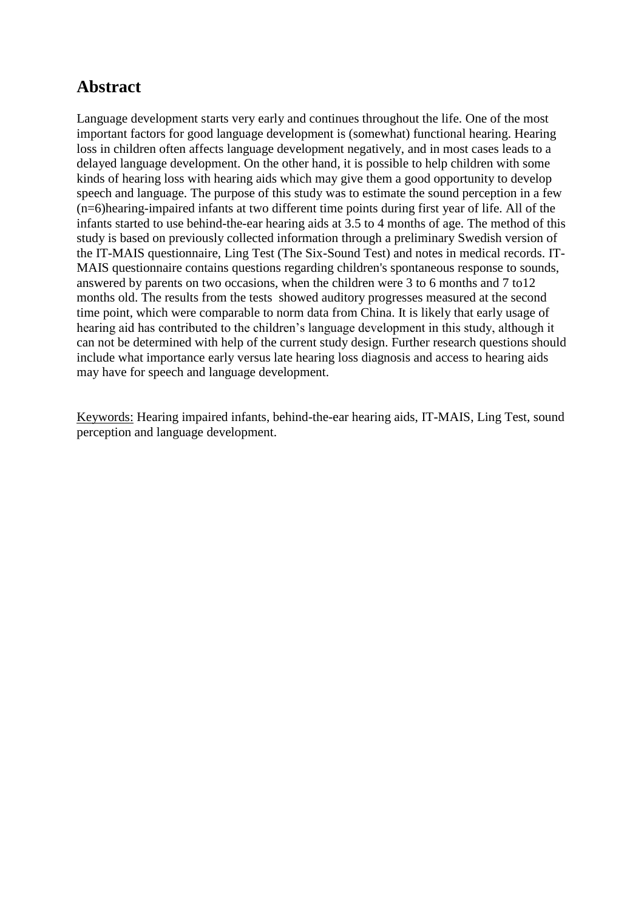## Abstract

Language development starts very early and continues throughout the life. One of the most important factors for good language development is (somewhat) functional hearing. Hearing loss in children often affects language development negatively, and in most cases leads to a delayed language development. On the other hand, it is possible to help children with some kinds of hearing loss with hearing aids which may give them a good opportunity to develop speech and language. The purpose of this study was to estimate the sound perception in a few (n=6)hearing-impaired infants at two different time points during first year of life. All of the infants started to use behind-the-ear hearing aids at 3.5 to 4 months of age. The method of this study is based on previously collected information through a preliminary Swedish version of the IT-MAIS questionnaire, Ling Test (The Six-Sound Test) and notes in medical records. IT-MAIS questionnaire contains questions regarding children's spontaneous response to sounds, answered by parents on two occasions, when the children were 3 to 6 months and 7 to12 months old. The results from the tests showed auditory progresses measured at the second time point, which were comparable to norm data from China. It is likely that early usage of hearing aid has contributed to the children's language development in this study, although it can not be determined with help of the current study design. Further research questions should include what importance early versus late hearing loss diagnosis and access to hearing aids may have for speech and language development.

Keywords: Hearing impaired infants, behind-the-ear hearing aids, IT-MAIS, Ling Test, sound perception and language development.